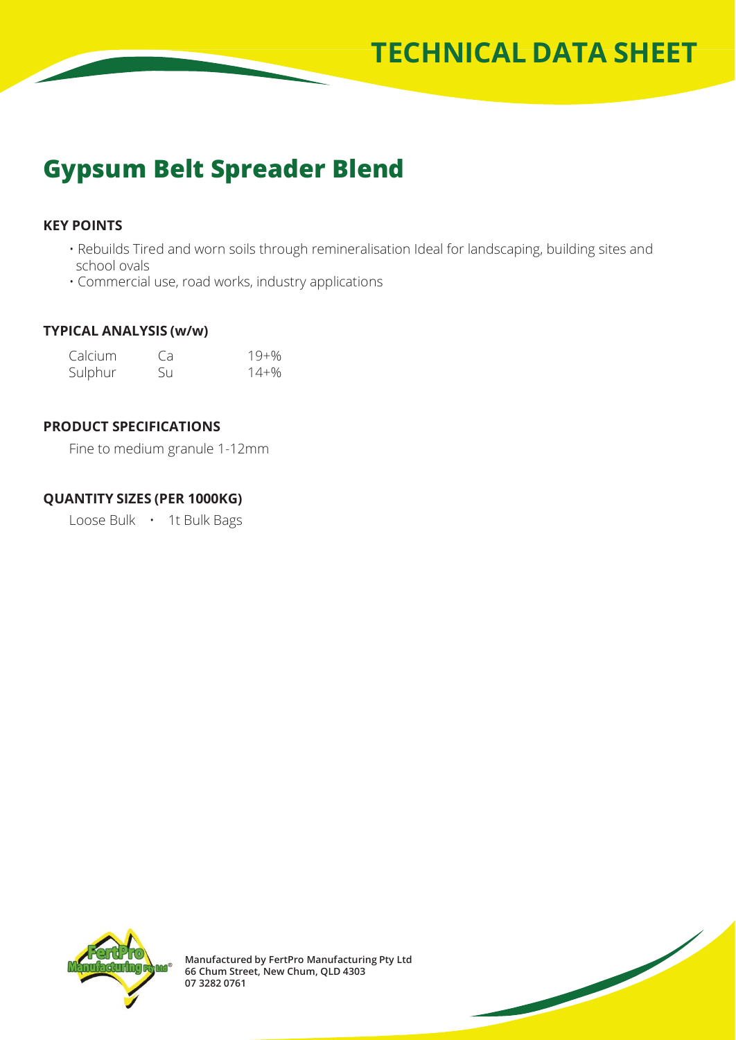# TECHNICAL DATA SHEET

## Gypsum Belt Spreader Blend

### KEY POINTS

- Rebuilds Tired and worn soils through remineralisation Ideal for landscaping, building sites and school ovals
- Commercial use, road works, industry applications

### TYPICAL ANALYSIS (w/w)

| | | |
|---|---|---|
| Calcium | Ca | 19+% |
| Sulphur | Su | 14+% |

### PRODUCT SPECIFICATIONS

Fine to medium granule 1-12mm

### QUANTITY SIZES (PER 1000KG)

Loose Bulk • 1t Bulk Bags

**Manufactured by FertPro Manufacturing Pty Ltd**
**66 Chum Street, New Chum, QLD 4303**
**07 3282 0761**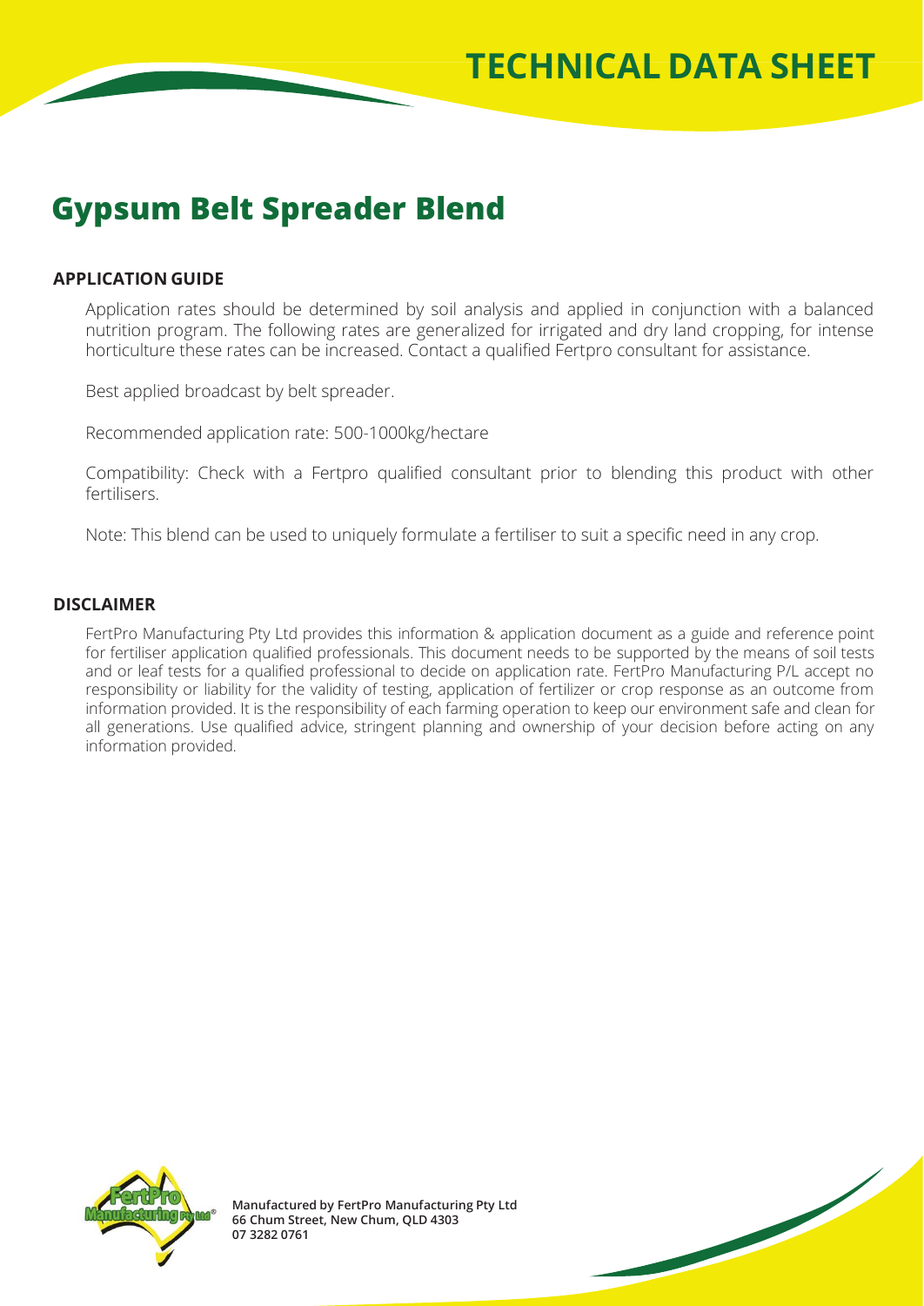# TECHNICAL DATA SHEET

## Gypsum Belt Spreader Blend

### APPLICATION GUIDE

Application rates should be determined by soil analysis and applied in conjunction with a balanced nutrition program. The following rates are generalized for irrigated and dry land cropping, for intense horticulture these rates can be increased. Contact a qualified Fertpro consultant for assistance.

Best applied broadcast by belt spreader.

Recommended application rate: 500-1000kg/hectare

Compatibility: Check with a Fertpro qualified consultant prior to blending this product with other fertilisers.

Note: This blend can be used to uniquely formulate a fertiliser to suit a specific need in any crop.

### DISCLAIMER

FertPro Manufacturing Pty Ltd provides this information & application document as a guide and reference point for fertiliser application qualified professionals. This document needs to be supported by the means of soil tests and or leaf tests for a qualified professional to decide on application rate. FertPro Manufacturing P/L accept no responsibility or liability for the validity of testing, application of fertilizer or crop response as an outcome from information provided. It is the responsibility of each farming operation to keep our environment safe and clean for all generations. Use qualified advice, stringent planning and ownership of your decision before acting on any information provided.

**Manufactured by FertPro Manufacturing Pty Ltd**
**66 Chum Street, New Chum, QLD 4303**
**07 3282 0761**